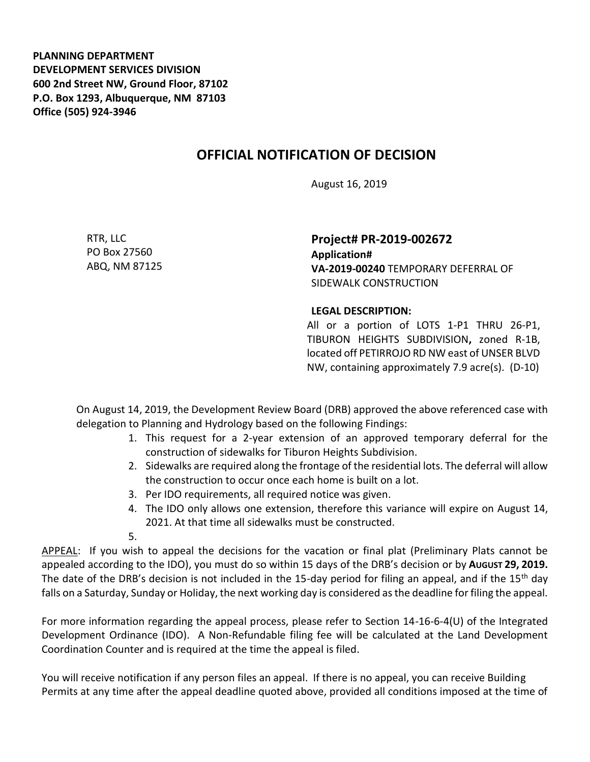**PLANNING DEPARTMENT**
**DEVELOPMENT SERVICES DIVISION**
**600 2nd Street NW, Ground Floor, 87102**
**P.O. Box 1293, Albuquerque, NM 87103**
**Office (505) 924-3946**

# OFFICIAL NOTIFICATION OF DECISION

August 16, 2019

RTR, LLC
PO Box 27560
ABQ, NM 87125

**Project# PR-2019-002672**
**Application#**
**VA-2019-00240** TEMPORARY DEFERRAL OF SIDEWALK CONSTRUCTION

**LEGAL DESCRIPTION:**
All or a portion of LOTS 1-P1 THRU 26-P1, TIBURON HEIGHTS SUBDIVISION**,** zoned R-1B, located off PETIRROJO RD NW east of UNSER BLVD NW, containing approximately 7.9 acre(s). (D-10)

On August 14, 2019, the Development Review Board (DRB) approved the above referenced case with delegation to Planning and Hydrology based on the following Findings:

1. This request for a 2-year extension of an approved temporary deferral for the construction of sidewalks for Tiburon Heights Subdivision.
2. Sidewalks are required along the frontage of the residential lots. The deferral will allow the construction to occur once each home is built on a lot.
3. Per IDO requirements, all required notice was given.
4. The IDO only allows one extension, therefore this variance will expire on August 14, 2021. At that time all sidewalks must be constructed.
5.

APPEAL: If you wish to appeal the decisions for the vacation or final plat (Preliminary Plats cannot be appealed according to the IDO), you must do so within 15 days of the DRB's decision or by **AUGUST 29, 2019.** The date of the DRB's decision is not included in the 15-day period for filing an appeal, and if the 15th day falls on a Saturday, Sunday or Holiday, the next working day is considered as the deadline for filing the appeal.

For more information regarding the appeal process, please refer to Section 14-16-6-4(U) of the Integrated Development Ordinance (IDO). A Non-Refundable filing fee will be calculated at the Land Development Coordination Counter and is required at the time the appeal is filed.

You will receive notification if any person files an appeal. If there is no appeal, you can receive Building Permits at any time after the appeal deadline quoted above, provided all conditions imposed at the time of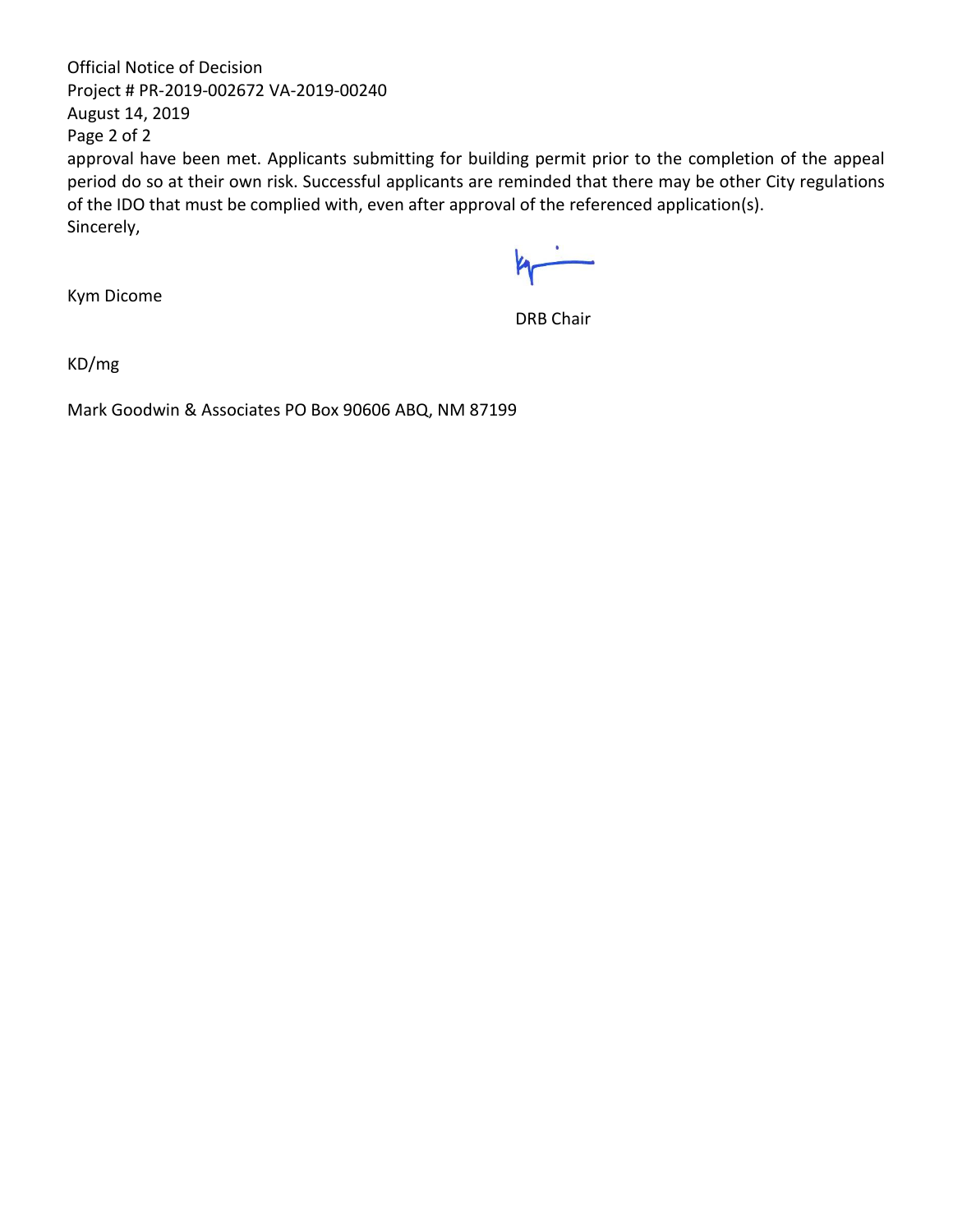approval have been met. Applicants submitting for building permit prior to the completion of the appeal period do so at their own risk. Successful applicants are reminded that there may be other City regulations of the IDO that must be complied with, even after approval of the referenced application(s).

Sincerely,

Kym Dicome

DRB Chair

KD/mg

Mark Goodwin & Associates PO Box 90606 ABQ, NM 87199